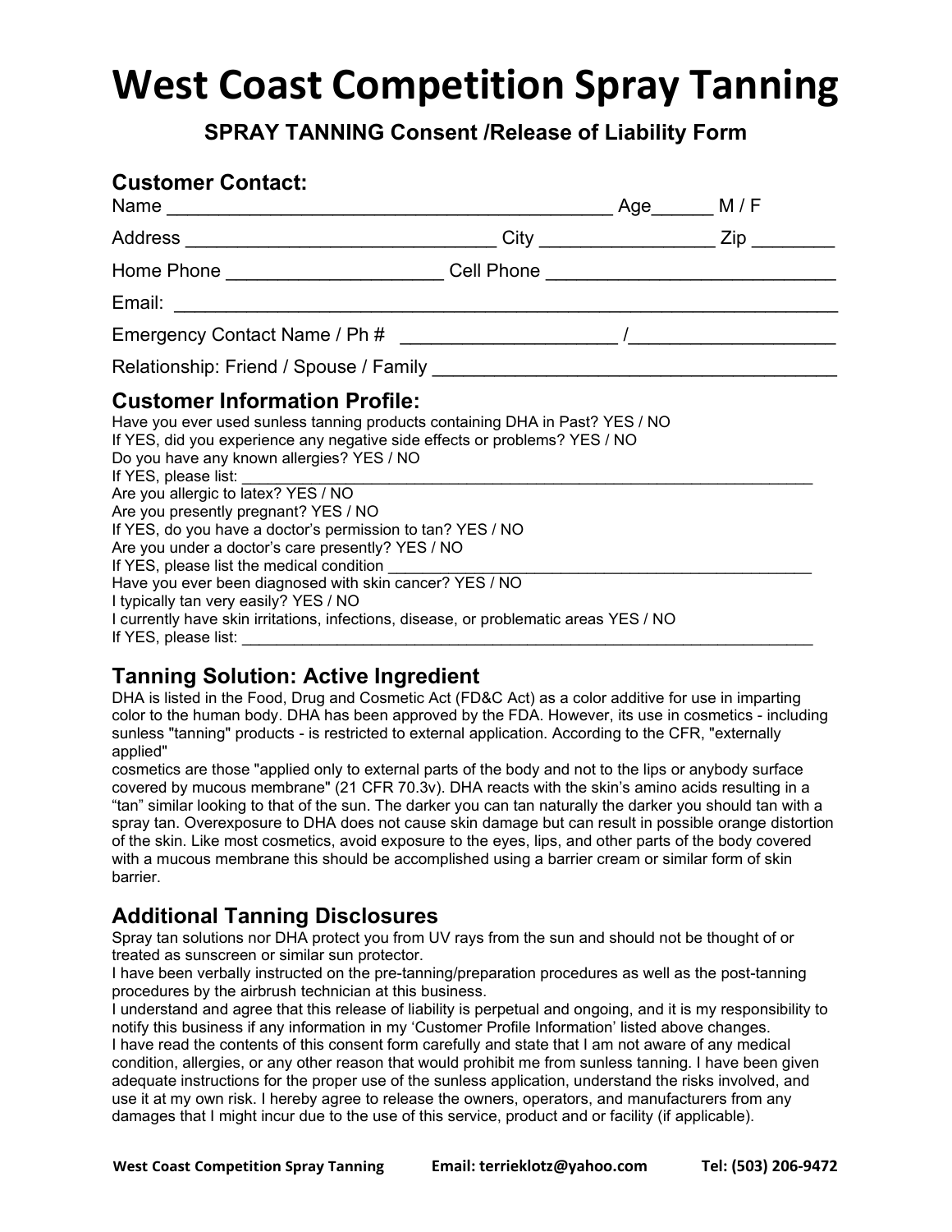# West Coast Competition Spray Tanning

## SPRAY TANNING Consent /Release of Liability Form

### Customer Contact:

Name __________________________________________ Age______ M / F

Address _____________________________ City ________________ Zip ________

Home Phone ____________________ Cell Phone ___________________________

Email: ______________________________________________________________

Emergency Contact Name / Ph # ____________________ /___________________

Relationship: Friend / Spouse / Family ______________________________________

### Customer Information Profile:

Have you ever used sunless tanning products containing DHA in Past? YES / NO
If YES, did you experience any negative side effects or problems? YES / NO
Do you have any known allergies? YES / NO
If YES, please list: ______________________________________________________________
Are you allergic to latex? YES / NO
Are you presently pregnant? YES / NO
If YES, do you have a doctor's permission to tan? YES / NO
Are you under a doctor's care presently? YES / NO
If YES, please list the medical condition ____________________________________________
Have you ever been diagnosed with skin cancer? YES / NO
I typically tan very easily? YES / NO
I currently have skin irritations, infections, disease, or problematic areas YES / NO
If YES, please list: ______________________________________________________________

### Tanning Solution: Active Ingredient

DHA is listed in the Food, Drug and Cosmetic Act (FD&C Act) as a color additive for use in imparting color to the human body. DHA has been approved by the FDA. However, its use in cosmetics - including sunless "tanning" products - is restricted to external application. According to the CFR, "externally applied"
cosmetics are those "applied only to external parts of the body and not to the lips or anybody surface covered by mucous membrane" (21 CFR 70.3v). DHA reacts with the skin's amino acids resulting in a "tan" similar looking to that of the sun. The darker you can tan naturally the darker you should tan with a spray tan. Overexposure to DHA does not cause skin damage but can result in possible orange distortion of the skin. Like most cosmetics, avoid exposure to the eyes, lips, and other parts of the body covered with a mucous membrane this should be accomplished using a barrier cream or similar form of skin barrier.

### Additional Tanning Disclosures

Spray tan solutions nor DHA protect you from UV rays from the sun and should not be thought of or treated as sunscreen or similar sun protector.
I have been verbally instructed on the pre-tanning/preparation procedures as well as the post-tanning procedures by the airbrush technician at this business.
I understand and agree that this release of liability is perpetual and ongoing, and it is my responsibility to notify this business if any information in my 'Customer Profile Information' listed above changes.
I have read the contents of this consent form carefully and state that I am not aware of any medical condition, allergies, or any other reason that would prohibit me from sunless tanning. I have been given adequate instructions for the proper use of the sunless application, understand the risks involved, and use it at my own risk. I hereby agree to release the owners, operators, and manufacturers from any damages that I might incur due to the use of this service, product and or facility (if applicable).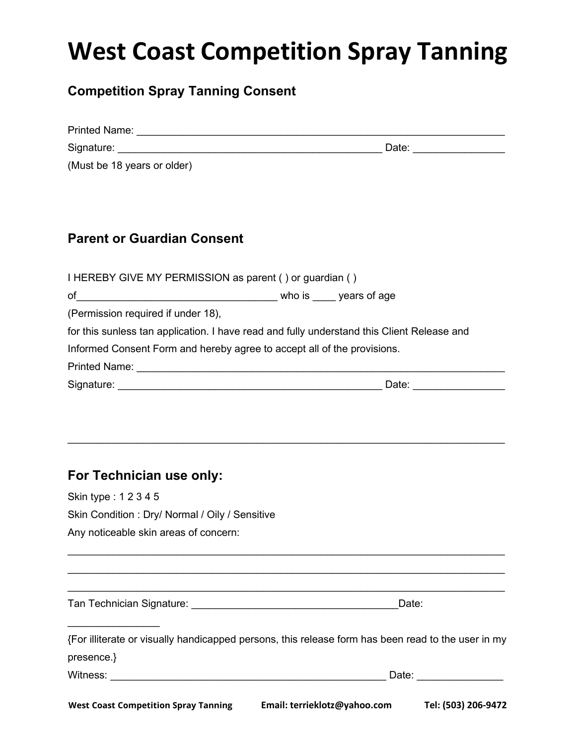# West Coast Competition Spray Tanning

### Competition Spray Tanning Consent

Printed Name: ___________________________________________________________________

Signature: ______________________________________________ Date: _______________

(Must be 18 years or older)

### Parent or Guardian Consent

I HEREBY GIVE MY PERMISSION as parent ( ) or guardian ( )

of___________________________________ who is ____ years of age

(Permission required if under 18),

for this sunless tan application. I have read and fully understand this Client Release and Informed Consent Form and hereby agree to accept all of the provisions.

Printed Name: ___________________________________________________________________

Signature: ______________________________________________ Date: _______________

---

### For Technician use only:

Skin type : 1 2 3 4 5

Skin Condition : Dry/ Normal / Oily / Sensitive

Any noticeable skin areas of concern:

_______________________________________________________________________________

_______________________________________________________________________________

_______________________________________________________________________________

Tan Technician Signature: _____________________________________Date: _______________

{For illiterate or visually handicapped persons, this release form has been read to the user in my presence.}

Witness: _________________________________________________ Date: _______________

**West Coast Competition Spray Tanning** **Email: terrieklotz@yahoo.com** **Tel: (503) 206-9472**